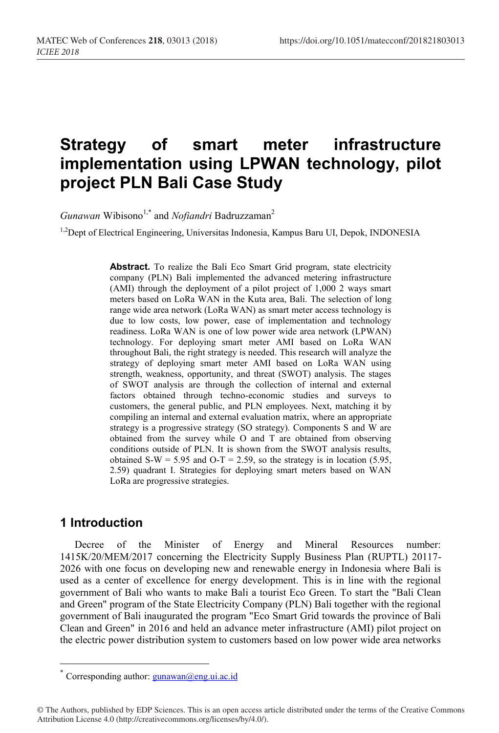# Strategy of smart meter infrastructure implementation using LPWAN technology, pilot project PLN Bali Case Study

*Gunawan* Wibisono[1,*] and *Nofiandri* Badruzzaman[2]

[1,2]Dept of Electrical Engineering, Universitas Indonesia, Kampus Baru UI, Depok, INDONESIA

**Abstract.** To realize the Bali Eco Smart Grid program, state electricity company (PLN) Bali implemented the advanced metering infrastructure (AMI) through the deployment of a pilot project of 1,000 2 ways smart meters based on LoRa WAN in the Kuta area, Bali. The selection of long range wide area network (LoRa WAN) as smart meter access technology is due to low costs, low power, ease of implementation and technology readiness. LoRa WAN is one of low power wide area network (LPWAN) technology. For deploying smart meter AMI based on LoRa WAN throughout Bali, the right strategy is needed. This research will analyze the strategy of deploying smart meter AMI based on LoRa WAN using strength, weakness, opportunity, and threat (SWOT) analysis. The stages of SWOT analysis are through the collection of internal and external factors obtained through techno-economic studies and surveys to customers, the general public, and PLN employees. Next, matching it by compiling an internal and external evaluation matrix, where an appropriate strategy is a progressive strategy (SO strategy). Components S and W are obtained from the survey while O and T are obtained from observing conditions outside of PLN. It is shown from the SWOT analysis results, obtained S-W = 5.95 and O-T = 2.59, so the strategy is in location (5.95, 2.59) quadrant I. Strategies for deploying smart meters based on WAN LoRa are progressive strategies.

## 1 Introduction

Decree of the Minister of Energy and Mineral Resources number: 1415K/20/MEM/2017 concerning the Electricity Supply Business Plan (RUPTL) 20117-2026 with one focus on developing new and renewable energy in Indonesia where Bali is used as a center of excellence for energy development. This is in line with the regional government of Bali who wants to make Bali a tourist Eco Green. To start the "Bali Clean and Green" program of the State Electricity Company (PLN) Bali together with the regional government of Bali inaugurated the program "Eco Smart Grid towards the province of Bali Clean and Green" in 2016 and held an advance meter infrastructure (AMI) pilot project on the electric power distribution system to customers based on low power wide area networks

---

* Corresponding author: gunawan@eng.ui.ac.id

© The Authors, published by EDP Sciences. This is an open access article distributed under the terms of the Creative Commons Attribution License 4.0 (http://creativecommons.org/licenses/by/4.0/).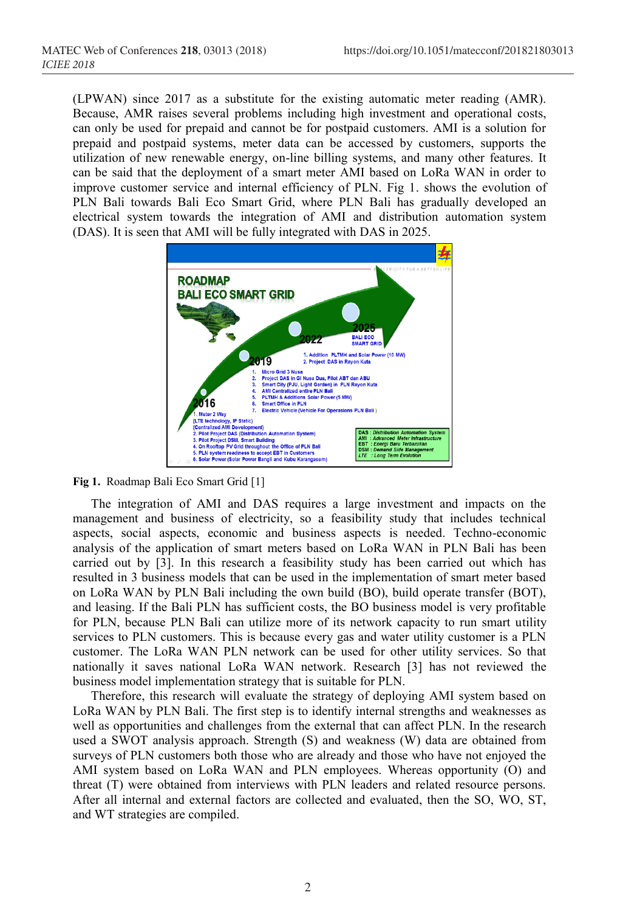(LPWAN) since 2017 as a substitute for the existing automatic meter reading (AMR). Because, AMR raises several problems including high investment and operational costs, can only be used for prepaid and cannot be for postpaid customers. AMI is a solution for prepaid and postpaid systems, meter data can be accessed by customers, supports the utilization of new renewable energy, on-line billing systems, and many other features. It can be said that the deployment of a smart meter AMI based on LoRa WAN in order to improve customer service and internal efficiency of PLN. Fig 1. shows the evolution of PLN Bali towards Bali Eco Smart Grid, where PLN Bali has gradually developed an electrical system towards the integration of AMI and distribution automation system (DAS). It is seen that AMI will be fully integrated with DAS in 2025.

ROADMAP
BALI ECO SMART GRID

2016
1. Meter 2 Way (LTE technology, IP Static) (Centralized AMI Development)
2. Pilot Project DAS (Distribution Automation System)
3. Pilot Project DSM, Smart Building
4. On Rooftop PV Grid throughout the Office of PLN Bali
5. PLN system readiness to accept EBT in Customers
6. Solar Power (Solar Power Bangli and Kubu Karangasem)

2019
1. Micro Grid 3 Nusa
2. Project DAS in GI Nusa Dua, Pilot ABT dan ABU
3. Smart City (PJU, Light Garden) in PLN Rayon Kuta
4. AMI Centralized entire PLN Bali
5. PLTMH & Additions Solar Power (5 MW)
6. Smart Office in PLN
7. Electric Vehicle (Vehicle For Operasions PLN Bali)

2022
1. Addition PLTMH and Solar Power (10 MW)
2. Project DAS in Rayon Kuta

2025
BALI ECO SMART GRID

DAS : Distribution Automation System
AMI : Advanced Meter Infrastructure
EBT : Energi Baru Terbarukan
DSM : Demand Side Management
LTE : Long Term Evolution

**Fig 1.** Roadmap Bali Eco Smart Grid [1]

The integration of AMI and DAS requires a large investment and impacts on the management and business of electricity, so a feasibility study that includes technical aspects, social aspects, economic and business aspects is needed. Techno-economic analysis of the application of smart meters based on LoRa WAN in PLN Bali has been carried out by [3]. In this research a feasibility study has been carried out which has resulted in 3 business models that can be used in the implementation of smart meter based on LoRa WAN by PLN Bali including the own build (BO), build operate transfer (BOT), and leasing. If the Bali PLN has sufficient costs, the BO business model is very profitable for PLN, because PLN Bali can utilize more of its network capacity to run smart utility services to PLN customers. This is because every gas and water utility customer is a PLN customer. The LoRa WAN PLN network can be used for other utility services. So that nationally it saves national LoRa WAN network. Research [3] has not reviewed the business model implementation strategy that is suitable for PLN.

Therefore, this research will evaluate the strategy of deploying AMI system based on LoRa WAN by PLN Bali. The first step is to identify internal strengths and weaknesses as well as opportunities and challenges from the external that can affect PLN. In the research used a SWOT analysis approach. Strength (S) and weakness (W) data are obtained from surveys of PLN customers both those who are already and those who have not enjoyed the AMI system based on LoRa WAN and PLN employees. Whereas opportunity (O) and threat (T) were obtained from interviews with PLN leaders and related resource persons. After all internal and external factors are collected and evaluated, then the SO, WO, ST, and WT strategies are compiled.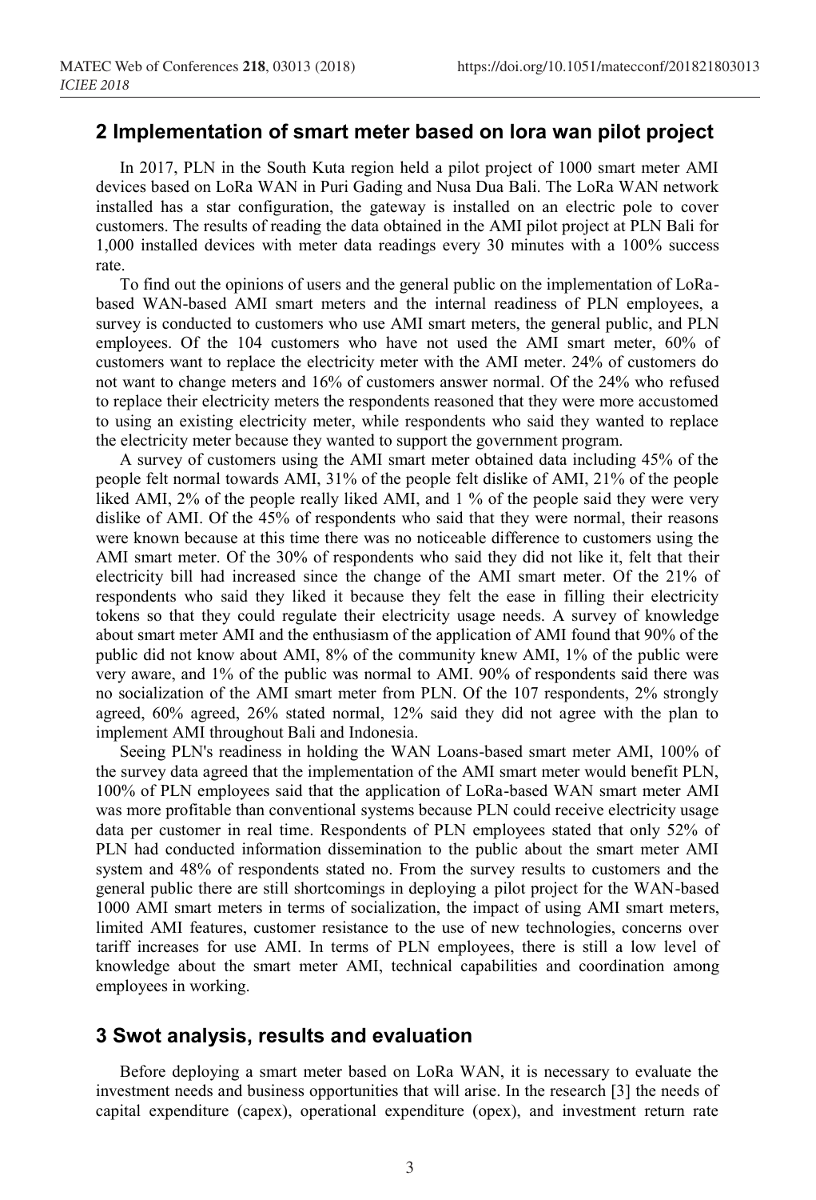## 2 Implementation of smart meter based on lora wan pilot project

In 2017, PLN in the South Kuta region held a pilot project of 1000 smart meter AMI devices based on LoRa WAN in Puri Gading and Nusa Dua Bali. The LoRa WAN network installed has a star configuration, the gateway is installed on an electric pole to cover customers. The results of reading the data obtained in the AMI pilot project at PLN Bali for 1,000 installed devices with meter data readings every 30 minutes with a 100% success rate.

To find out the opinions of users and the general public on the implementation of LoRa-based WAN-based AMI smart meters and the internal readiness of PLN employees, a survey is conducted to customers who use AMI smart meters, the general public, and PLN employees. Of the 104 customers who have not used the AMI smart meter, 60% of customers want to replace the electricity meter with the AMI meter. 24% of customers do not want to change meters and 16% of customers answer normal. Of the 24% who refused to replace their electricity meters the respondents reasoned that they were more accustomed to using an existing electricity meter, while respondents who said they wanted to replace the electricity meter because they wanted to support the government program.

A survey of customers using the AMI smart meter obtained data including 45% of the people felt normal towards AMI, 31% of the people felt dislike of AMI, 21% of the people liked AMI, 2% of the people really liked AMI, and 1 % of the people said they were very dislike of AMI. Of the 45% of respondents who said that they were normal, their reasons were known because at this time there was no noticeable difference to customers using the AMI smart meter. Of the 30% of respondents who said they did not like it, felt that their electricity bill had increased since the change of the AMI smart meter. Of the 21% of respondents who said they liked it because they felt the ease in filling their electricity tokens so that they could regulate their electricity usage needs. A survey of knowledge about smart meter AMI and the enthusiasm of the application of AMI found that 90% of the public did not know about AMI, 8% of the community knew AMI, 1% of the public were very aware, and 1% of the public was normal to AMI. 90% of respondents said there was no socialization of the AMI smart meter from PLN. Of the 107 respondents, 2% strongly agreed, 60% agreed, 26% stated normal, 12% said they did not agree with the plan to implement AMI throughout Bali and Indonesia.

Seeing PLN's readiness in holding the WAN Loans-based smart meter AMI, 100% of the survey data agreed that the implementation of the AMI smart meter would benefit PLN, 100% of PLN employees said that the application of LoRa-based WAN smart meter AMI was more profitable than conventional systems because PLN could receive electricity usage data per customer in real time. Respondents of PLN employees stated that only 52% of PLN had conducted information dissemination to the public about the smart meter AMI system and 48% of respondents stated no. From the survey results to customers and the general public there are still shortcomings in deploying a pilot project for the WAN-based 1000 AMI smart meters in terms of socialization, the impact of using AMI smart meters, limited AMI features, customer resistance to the use of new technologies, concerns over tariff increases for use AMI. In terms of PLN employees, there is still a low level of knowledge about the smart meter AMI, technical capabilities and coordination among employees in working.

## 3 Swot analysis, results and evaluation

Before deploying a smart meter based on LoRa WAN, it is necessary to evaluate the investment needs and business opportunities that will arise. In the research [3] the needs of capital expenditure (capex), operational expenditure (opex), and investment return rate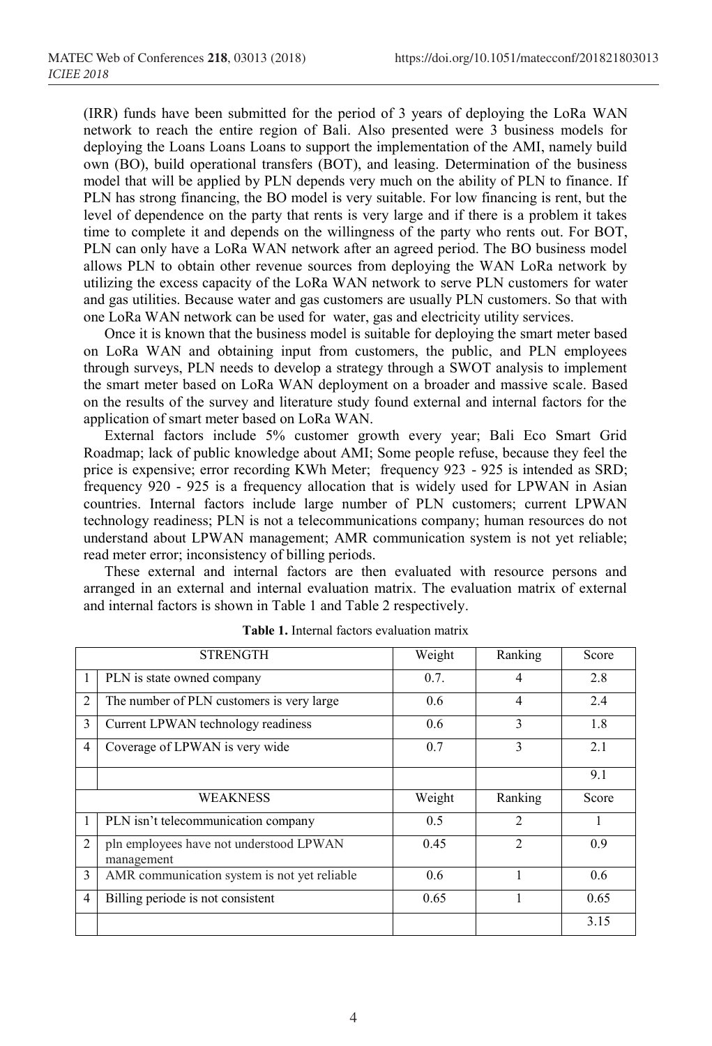(IRR) funds have been submitted for the period of 3 years of deploying the LoRa WAN network to reach the entire region of Bali. Also presented were 3 business models for deploying the Loans Loans Loans to support the implementation of the AMI, namely build own (BO), build operational transfers (BOT), and leasing. Determination of the business model that will be applied by PLN depends very much on the ability of PLN to finance. If PLN has strong financing, the BO model is very suitable. For low financing is rent, but the level of dependence on the party that rents is very large and if there is a problem it takes time to complete it and depends on the willingness of the party who rents out. For BOT, PLN can only have a LoRa WAN network after an agreed period. The BO business model allows PLN to obtain other revenue sources from deploying the WAN LoRa network by utilizing the excess capacity of the LoRa WAN network to serve PLN customers for water and gas utilities. Because water and gas customers are usually PLN customers. So that with one LoRa WAN network can be used for water, gas and electricity utility services.

Once it is known that the business model is suitable for deploying the smart meter based on LoRa WAN and obtaining input from customers, the public, and PLN employees through surveys, PLN needs to develop a strategy through a SWOT analysis to implement the smart meter based on LoRa WAN deployment on a broader and massive scale. Based on the results of the survey and literature study found external and internal factors for the application of smart meter based on LoRa WAN.

External factors include 5% customer growth every year; Bali Eco Smart Grid Roadmap; lack of public knowledge about AMI; Some people refuse, because they feel the price is expensive; error recording KWh Meter; frequency 923 - 925 is intended as SRD; frequency 920 - 925 is a frequency allocation that is widely used for LPWAN in Asian countries. Internal factors include large number of PLN customers; current LPWAN technology readiness; PLN is not a telecommunications company; human resources do not understand about LPWAN management; AMR communication system is not yet reliable; read meter error; inconsistency of billing periods.

These external and internal factors are then evaluated with resource persons and arranged in an external and internal evaluation matrix. The evaluation matrix of external and internal factors is shown in Table 1 and Table 2 respectively.

**Table 1.** Internal factors evaluation matrix

| | STRENGTH | Weight | Ranking | Score |
|---|---|---|---|---|
| 1 | PLN is state owned company | 0.7. | 4 | 2.8 |
| 2 | The number of PLN customers is very large | 0.6 | 4 | 2.4 |
| 3 | Current LPWAN technology readiness | 0.6 | 3 | 1.8 |
| 4 | Coverage of LPWAN is very wide | 0.7 | 3 | 2.1 |
| | | | | 9.1 |
| | WEAKNESS | Weight | Ranking | Score |
| 1 | PLN isn't telecommunication company | 0.5 | 2 | 1 |
| 2 | pln employees have not understood LPWAN management | 0.45 | 2 | 0.9 |
| 3 | AMR communication system is not yet reliable | 0.6 | 1 | 0.6 |
| 4 | Billing periode is not consistent | 0.65 | 1 | 0.65 |
| | | | | 3.15 |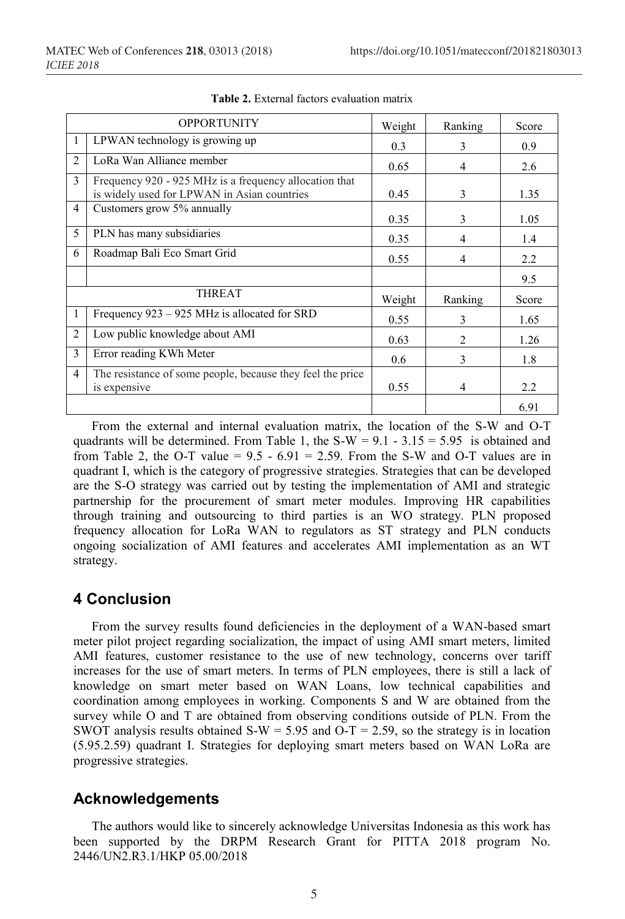**Table 2.** External factors evaluation matrix

| | OPPORTUNITY | Weight | Ranking | Score |
|---|---|---|---|---|
| 1 | LPWAN technology is growing up | 0.3 | 3 | 0.9 |
| 2 | LoRa Wan Alliance member | 0.65 | 4 | 2.6 |
| 3 | Frequency 920 - 925 MHz is a frequency allocation that is widely used for LPWAN in Asian countries | 0.45 | 3 | 1.35 |
| 4 | Customers grow 5% annually | 0.35 | 3 | 1.05 |
| 5 | PLN has many subsidiaries | 0.35 | 4 | 1.4 |
| 6 | Roadmap Bali Eco Smart Grid | 0.55 | 4 | 2.2 |
| | | | | 9.5 |
| | THREAT | Weight | Ranking | Score |
| 1 | Frequency 923 – 925 MHz is allocated for SRD | 0.55 | 3 | 1.65 |
| 2 | Low public knowledge about AMI | 0.63 | 2 | 1.26 |
| 3 | Error reading KWh Meter | 0.6 | 3 | 1.8 |
| 4 | The resistance of some people, because they feel the price is expensive | 0.55 | 4 | 2.2 |
| | | | | 6.91 |

From the external and internal evaluation matrix, the location of the S-W and O-T quadrants will be determined. From Table 1, the S-W = 9.1 - 3.15 = 5.95 is obtained and from Table 2, the O-T value = 9.5 - 6.91 = 2.59. From the S-W and O-T values are in quadrant I, which is the category of progressive strategies. Strategies that can be developed are the S-O strategy was carried out by testing the implementation of AMI and strategic partnership for the procurement of smart meter modules. Improving HR capabilities through training and outsourcing to third parties is an WO strategy. PLN proposed frequency allocation for LoRa WAN to regulators as ST strategy and PLN conducts ongoing socialization of AMI features and accelerates AMI implementation as an WT strategy.

## 4 Conclusion

From the survey results found deficiencies in the deployment of a WAN-based smart meter pilot project regarding socialization, the impact of using AMI smart meters, limited AMI features, customer resistance to the use of new technology, concerns over tariff increases for the use of smart meters. In terms of PLN employees, there is still a lack of knowledge on smart meter based on WAN Loans, low technical capabilities and coordination among employees in working. Components S and W are obtained from the survey while O and T are obtained from observing conditions outside of PLN. From the SWOT analysis results obtained S-W = 5.95 and O-T = 2.59, so the strategy is in location (5.95.2.59) quadrant I. Strategies for deploying smart meters based on WAN LoRa are progressive strategies.

## Acknowledgements

The authors would like to sincerely acknowledge Universitas Indonesia as this work has been supported by the DRPM Research Grant for PITTA 2018 program No. 2446/UN2.R3.1/HKP 05.00/2018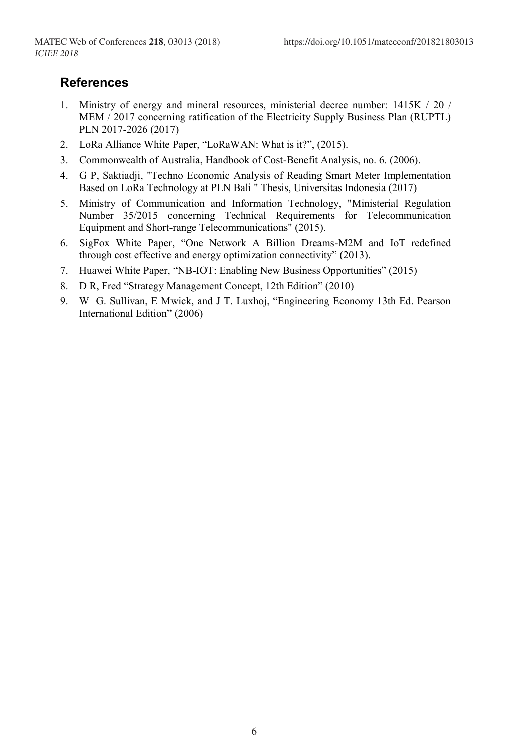## References

1. Ministry of energy and mineral resources, ministerial decree number: 1415K / 20 / MEM / 2017 concerning ratification of the Electricity Supply Business Plan (RUPTL) PLN 2017-2026 (2017)
2. LoRa Alliance White Paper, "LoRaWAN: What is it?", (2015).
3. Commonwealth of Australia, Handbook of Cost-Benefit Analysis, no. 6. (2006).
4. G P, Saktiadji, "Techno Economic Analysis of Reading Smart Meter Implementation Based on LoRa Technology at PLN Bali " Thesis, Universitas Indonesia (2017)
5. Ministry of Communication and Information Technology, "Ministerial Regulation Number 35/2015 concerning Technical Requirements for Telecommunication Equipment and Short-range Telecommunications" (2015).
6. SigFox White Paper, "One Network A Billion Dreams-M2M and IoT redefined through cost effective and energy optimization connectivity" (2013).
7. Huawei White Paper, "NB-IOT: Enabling New Business Opportunities" (2015)
8. D R, Fred "Strategy Management Concept, 12th Edition" (2010)
9. W G. Sullivan, E Mwick, and J T. Luxhoj, "Engineering Economy 13th Ed. Pearson International Edition" (2006)